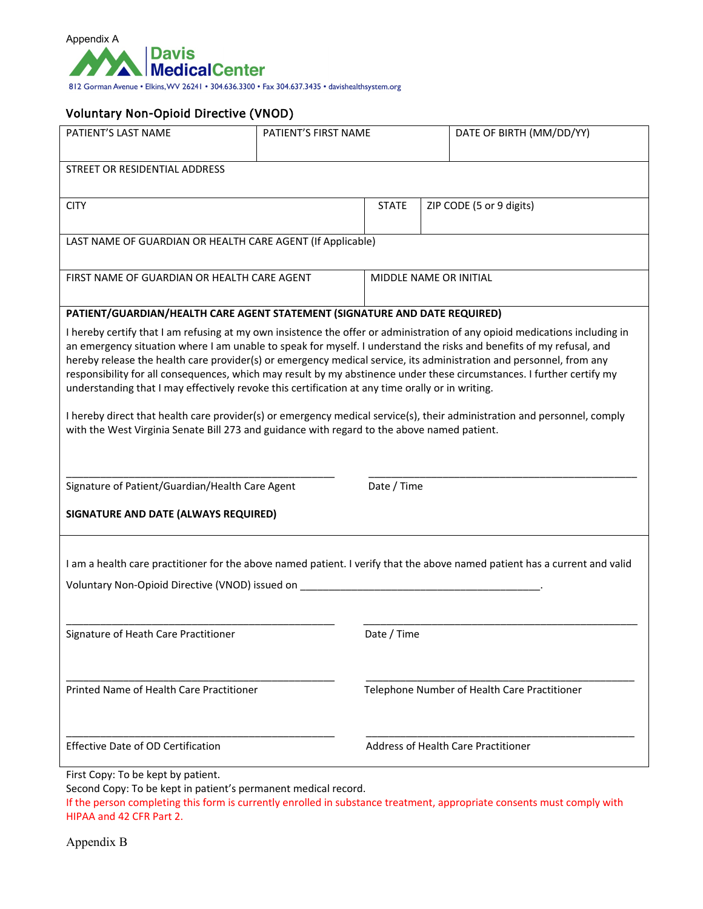Appendix A

Davis MedicalCenter

812 Gorman Avenue • Elkins, WV 26241 • 304.636.3300 • Fax 304.637.3435 • davishealthsystem.org

## Voluntary Non-Opioid Directive (VNOD)

| PATIENT'S LAST NAME | PATIENT'S FIRST NAME | DATE OF BIRTH (MM/DD/YY) |
|---|---|---|
| STREET OR RESIDENTIAL ADDRESS | | |
| CITY | STATE | ZIP CODE (5 or 9 digits) |
| LAST NAME OF GUARDIAN OR HEALTH CARE AGENT (If Applicable) | | |
| FIRST NAME OF GUARDIAN OR HEALTH CARE AGENT | MIDDLE NAME OR INITIAL | |

**PATIENT/GUARDIAN/HEALTH CARE AGENT STATEMENT (SIGNATURE AND DATE REQUIRED)**

I hereby certify that I am refusing at my own insistence the offer or administration of any opioid medications including in an emergency situation where I am unable to speak for myself. I understand the risks and benefits of my refusal, and hereby release the health care provider(s) or emergency medical service, its administration and personnel, from any responsibility for all consequences, which may result by my abstinence under these circumstances. I further certify my understanding that I may effectively revoke this certification at any time orally or in writing.

I hereby direct that health care provider(s) or emergency medical service(s), their administration and personnel, comply with the West Virginia Senate Bill 273 and guidance with regard to the above named patient.

\_\_\_\_\_\_\_\_\_\_\_\_\_\_\_\_\_\_\_\_\_\_\_\_\_\_\_\_\_\_\_\_\_\_\_\_\_\_\_\_ \_\_\_\_\_\_\_\_\_\_\_\_\_\_\_\_\_\_\_\_\_\_\_\_\_\_\_\_\_\_\_\_\_\_\_\_\_\_\_\_

Signature of Patient/Guardian/Health Care Agent | Date / Time

**SIGNATURE AND DATE (ALWAYS REQUIRED)**

I am a health care practitioner for the above named patient. I verify that the above named patient has a current and valid Voluntary Non-Opioid Directive (VNOD) issued on \_\_\_\_\_\_\_\_\_\_\_\_\_\_\_\_\_\_\_\_\_\_\_\_\_\_\_\_\_\_\_\_\_\_\_\_\_\_\_\_.

\_\_\_\_\_\_\_\_\_\_\_\_\_\_\_\_\_\_\_\_\_\_\_\_\_\_\_\_\_\_\_\_\_\_\_\_\_\_\_\_ \_\_\_\_\_\_\_\_\_\_\_\_\_\_\_\_\_\_\_\_\_\_\_\_\_\_\_\_\_\_\_\_\_\_\_\_\_\_\_\_

Signature of Heath Care Practitioner | Date / Time

\_\_\_\_\_\_\_\_\_\_\_\_\_\_\_\_\_\_\_\_\_\_\_\_\_\_\_\_\_\_\_\_\_\_\_\_\_\_\_\_ \_\_\_\_\_\_\_\_\_\_\_\_\_\_\_\_\_\_\_\_\_\_\_\_\_\_\_\_\_\_\_\_\_\_\_\_\_\_\_\_

Printed Name of Health Care Practitioner | Telephone Number of Health Care Practitioner

\_\_\_\_\_\_\_\_\_\_\_\_\_\_\_\_\_\_\_\_\_\_\_\_\_\_\_\_\_\_\_\_\_\_\_\_\_\_\_\_ \_\_\_\_\_\_\_\_\_\_\_\_\_\_\_\_\_\_\_\_\_\_\_\_\_\_\_\_\_\_\_\_\_\_\_\_\_\_\_\_

Effective Date of OD Certification | Address of Health Care Practitioner

First Copy: To be kept by patient.
Second Copy: To be kept in patient's permanent medical record.
If the person completing this form is currently enrolled in substance treatment, appropriate consents must comply with HIPAA and 42 CFR Part 2.

Appendix B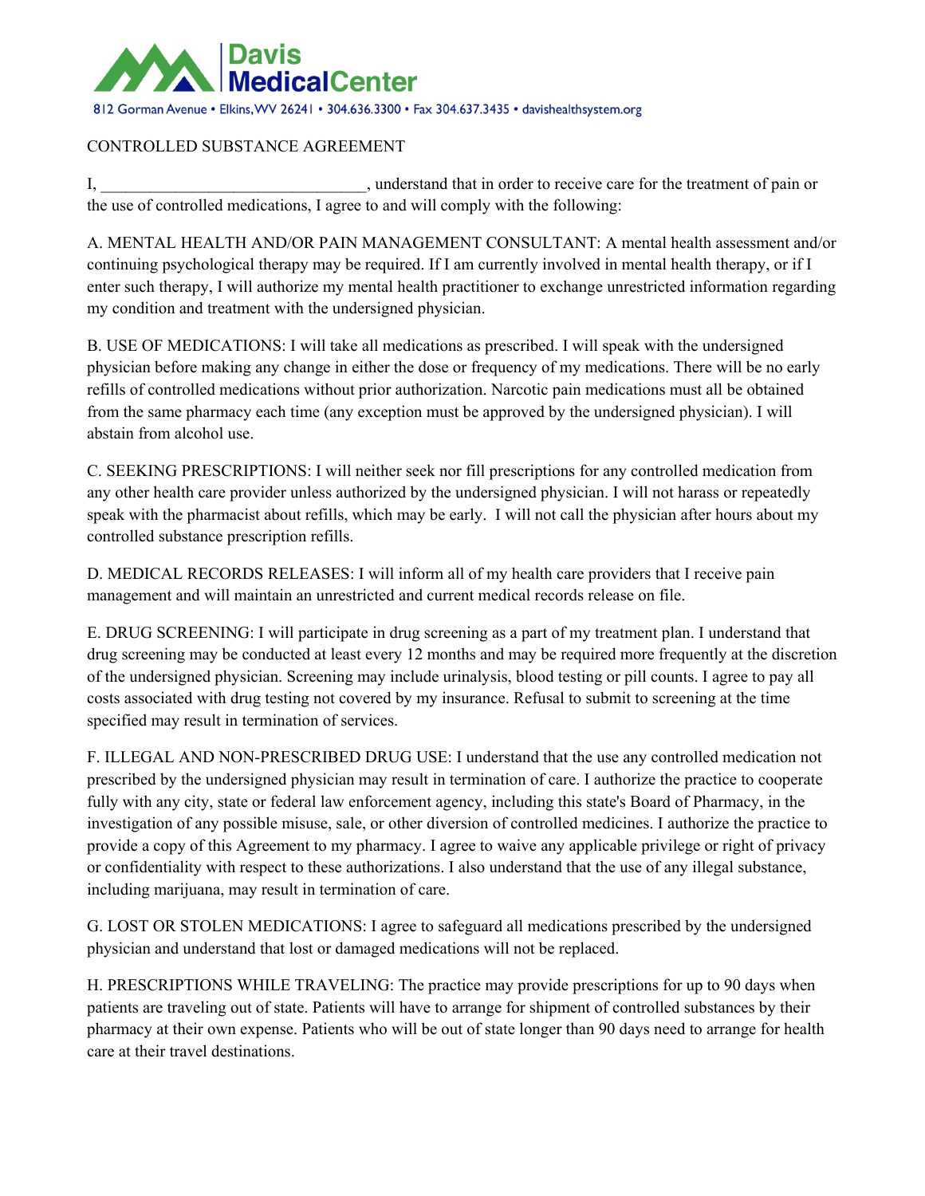**Davis Medical Center**

812 Gorman Avenue • Elkins, WV 26241 • 304.636.3300 • Fax 304.637.3435 • davishealthsystem.org

CONTROLLED SUBSTANCE AGREEMENT

I, ________________________________, understand that in order to receive care for the treatment of pain or the use of controlled medications, I agree to and will comply with the following:

A. MENTAL HEALTH AND/OR PAIN MANAGEMENT CONSULTANT: A mental health assessment and/or continuing psychological therapy may be required. If I am currently involved in mental health therapy, or if I enter such therapy, I will authorize my mental health practitioner to exchange unrestricted information regarding my condition and treatment with the undersigned physician.

B. USE OF MEDICATIONS: I will take all medications as prescribed. I will speak with the undersigned physician before making any change in either the dose or frequency of my medications. There will be no early refills of controlled medications without prior authorization. Narcotic pain medications must all be obtained from the same pharmacy each time (any exception must be approved by the undersigned physician). I will abstain from alcohol use.

C. SEEKING PRESCRIPTIONS: I will neither seek nor fill prescriptions for any controlled medication from any other health care provider unless authorized by the undersigned physician. I will not harass or repeatedly speak with the pharmacist about refills, which may be early. I will not call the physician after hours about my controlled substance prescription refills.

D. MEDICAL RECORDS RELEASES: I will inform all of my health care providers that I receive pain management and will maintain an unrestricted and current medical records release on file.

E. DRUG SCREENING: I will participate in drug screening as a part of my treatment plan. I understand that drug screening may be conducted at least every 12 months and may be required more frequently at the discretion of the undersigned physician. Screening may include urinalysis, blood testing or pill counts. I agree to pay all costs associated with drug testing not covered by my insurance. Refusal to submit to screening at the time specified may result in termination of services.

F. ILLEGAL AND NON-PRESCRIBED DRUG USE: I understand that the use any controlled medication not prescribed by the undersigned physician may result in termination of care. I authorize the practice to cooperate fully with any city, state or federal law enforcement agency, including this state's Board of Pharmacy, in the investigation of any possible misuse, sale, or other diversion of controlled medicines. I authorize the practice to provide a copy of this Agreement to my pharmacy. I agree to waive any applicable privilege or right of privacy or confidentiality with respect to these authorizations. I also understand that the use of any illegal substance, including marijuana, may result in termination of care.

G. LOST OR STOLEN MEDICATIONS: I agree to safeguard all medications prescribed by the undersigned physician and understand that lost or damaged medications will not be replaced.

H. PRESCRIPTIONS WHILE TRAVELING: The practice may provide prescriptions for up to 90 days when patients are traveling out of state. Patients will have to arrange for shipment of controlled substances by their pharmacy at their own expense. Patients who will be out of state longer than 90 days need to arrange for health care at their travel destinations.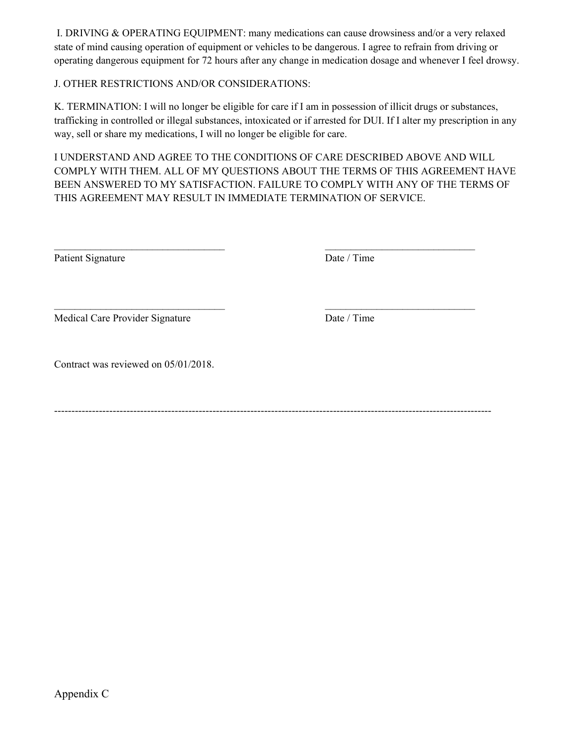I. DRIVING & OPERATING EQUIPMENT: many medications can cause drowsiness and/or a very relaxed state of mind causing operation of equipment or vehicles to be dangerous. I agree to refrain from driving or operating dangerous equipment for 72 hours after any change in medication dosage and whenever I feel drowsy.

J. OTHER RESTRICTIONS AND/OR CONSIDERATIONS:

K. TERMINATION: I will no longer be eligible for care if I am in possession of illicit drugs or substances, trafficking in controlled or illegal substances, intoxicated or if arrested for DUI. If I alter my prescription in any way, sell or share my medications, I will no longer be eligible for care.

I UNDERSTAND AND AGREE TO THE CONDITIONS OF CARE DESCRIBED ABOVE AND WILL COMPLY WITH THEM. ALL OF MY QUESTIONS ABOUT THE TERMS OF THIS AGREEMENT HAVE BEEN ANSWERED TO MY SATISFACTION. FAILURE TO COMPLY WITH ANY OF THE TERMS OF THIS AGREEMENT MAY RESULT IN IMMEDIATE TERMINATION OF SERVICE.

_________________________________ _____________________________

Patient Signature Date / Time

_________________________________ _____________________________

Medical Care Provider Signature Date / Time

Contract was reviewed on 05/01/2018.

---

Appendix C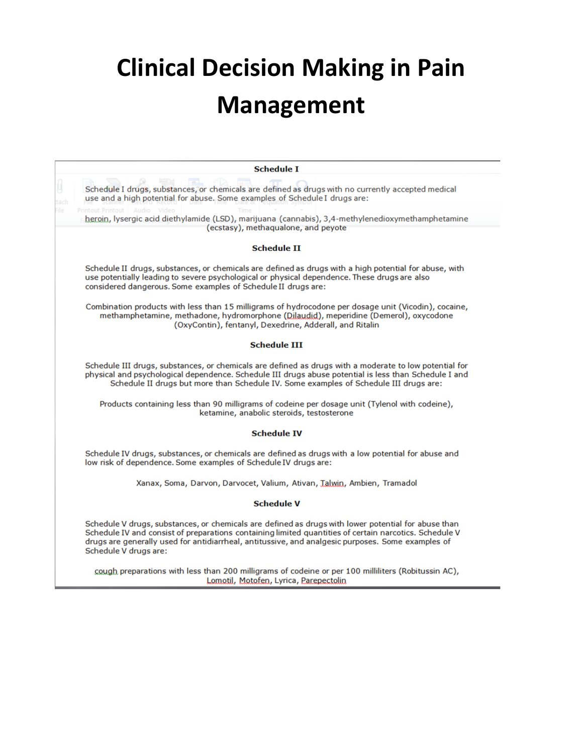# Clinical Decision Making in Pain Management

**Schedule I**

Schedule I drugs, substances, or chemicals are defined as drugs with no currently accepted medical use and a high potential for abuse. Some examples of Schedule I drugs are:

heroin, lysergic acid diethylamide (LSD), marijuana (cannabis), 3,4-methylenedioxymethamphetamine (ecstasy), methaqualone, and peyote

**Schedule II**

Schedule II drugs, substances, or chemicals are defined as drugs with a high potential for abuse, with use potentially leading to severe psychological or physical dependence. These drugs are also considered dangerous. Some examples of Schedule II drugs are:

Combination products with less than 15 milligrams of hydrocodone per dosage unit (Vicodin), cocaine, methamphetamine, methadone, hydromorphone (Dilaudid), meperidine (Demerol), oxycodone (OxyContin), fentanyl, Dexedrine, Adderall, and Ritalin

**Schedule III**

Schedule III drugs, substances, or chemicals are defined as drugs with a moderate to low potential for physical and psychological dependence. Schedule III drugs abuse potential is less than Schedule I and Schedule II drugs but more than Schedule IV. Some examples of Schedule III drugs are:

Products containing less than 90 milligrams of codeine per dosage unit (Tylenol with codeine), ketamine, anabolic steroids, testosterone

**Schedule IV**

Schedule IV drugs, substances, or chemicals are defined as drugs with a low potential for abuse and low risk of dependence. Some examples of Schedule IV drugs are:

Xanax, Soma, Darvon, Darvocet, Valium, Ativan, Talwin, Ambien, Tramadol

**Schedule V**

Schedule V drugs, substances, or chemicals are defined as drugs with lower potential for abuse than Schedule IV and consist of preparations containing limited quantities of certain narcotics. Schedule V drugs are generally used for antidiarrheal, antitussive, and analgesic purposes. Some examples of Schedule V drugs are:

cough preparations with less than 200 milligrams of codeine or per 100 milliliters (Robitussin AC), Lomotil, Motofen, Lyrica, Parepectolin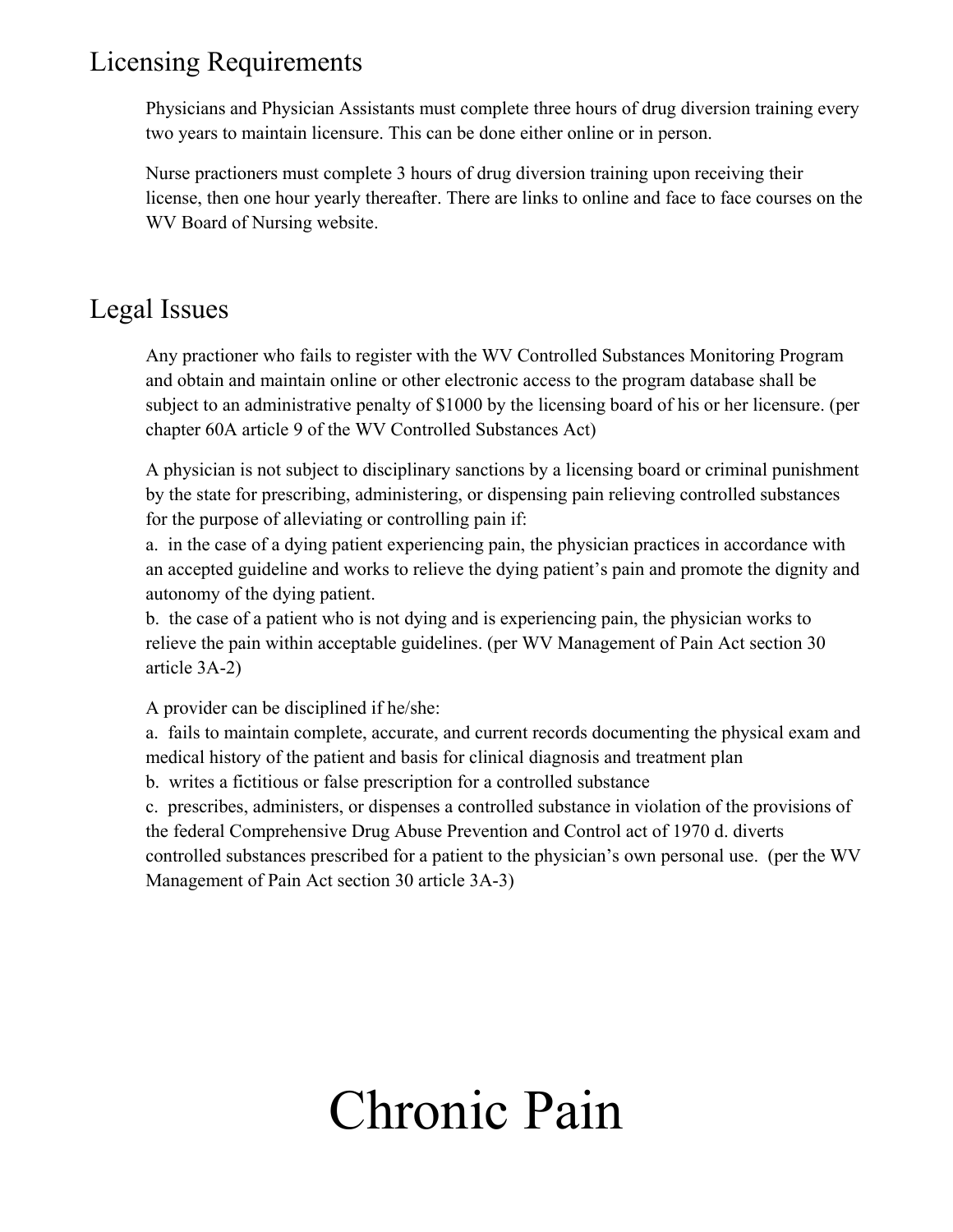## Licensing Requirements

Physicians and Physician Assistants must complete three hours of drug diversion training every two years to maintain licensure. This can be done either online or in person.

Nurse practioners must complete 3 hours of drug diversion training upon receiving their license, then one hour yearly thereafter. There are links to online and face to face courses on the WV Board of Nursing website.

## Legal Issues

Any practioner who fails to register with the WV Controlled Substances Monitoring Program and obtain and maintain online or other electronic access to the program database shall be subject to an administrative penalty of $1000 by the licensing board of his or her licensure. (per chapter 60A article 9 of the WV Controlled Substances Act)

A physician is not subject to disciplinary sanctions by a licensing board or criminal punishment by the state for prescribing, administering, or dispensing pain relieving controlled substances for the purpose of alleviating or controlling pain if:
a. in the case of a dying patient experiencing pain, the physician practices in accordance with an accepted guideline and works to relieve the dying patient's pain and promote the dignity and autonomy of the dying patient.
b. the case of a patient who is not dying and is experiencing pain, the physician works to relieve the pain within acceptable guidelines. (per WV Management of Pain Act section 30 article 3A-2)

A provider can be disciplined if he/she:
a. fails to maintain complete, accurate, and current records documenting the physical exam and medical history of the patient and basis for clinical diagnosis and treatment plan
b. writes a fictitious or false prescription for a controlled substance
c. prescribes, administers, or dispenses a controlled substance in violation of the provisions of the federal Comprehensive Drug Abuse Prevention and Control act of 1970 d. diverts controlled substances prescribed for a patient to the physician's own personal use. (per the WV Management of Pain Act section 30 article 3A-3)

# Chronic Pain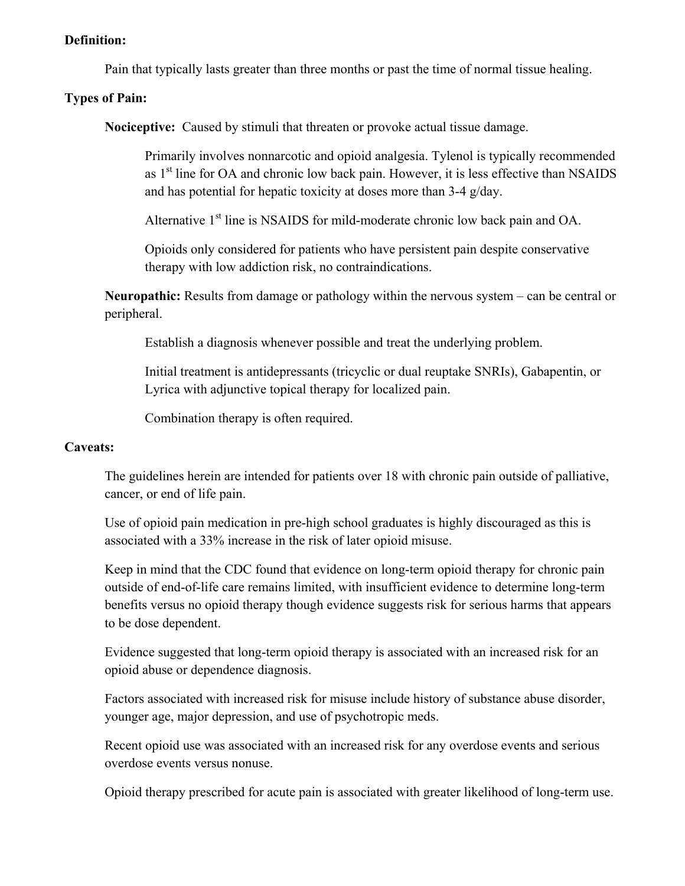**Definition:**

Pain that typically lasts greater than three months or past the time of normal tissue healing.

**Types of Pain:**

**Nociceptive:** Caused by stimuli that threaten or provoke actual tissue damage.

Primarily involves nonnarcotic and opioid analgesia. Tylenol is typically recommended as 1st line for OA and chronic low back pain. However, it is less effective than NSAIDS and has potential for hepatic toxicity at doses more than 3-4 g/day.

Alternative 1st line is NSAIDS for mild-moderate chronic low back pain and OA.

Opioids only considered for patients who have persistent pain despite conservative therapy with low addiction risk, no contraindications.

**Neuropathic:** Results from damage or pathology within the nervous system – can be central or peripheral.

Establish a diagnosis whenever possible and treat the underlying problem.

Initial treatment is antidepressants (tricyclic or dual reuptake SNRIs), Gabapentin, or Lyrica with adjunctive topical therapy for localized pain.

Combination therapy is often required.

**Caveats:**

The guidelines herein are intended for patients over 18 with chronic pain outside of palliative, cancer, or end of life pain.

Use of opioid pain medication in pre-high school graduates is highly discouraged as this is associated with a 33% increase in the risk of later opioid misuse.

Keep in mind that the CDC found that evidence on long-term opioid therapy for chronic pain outside of end-of-life care remains limited, with insufficient evidence to determine long-term benefits versus no opioid therapy though evidence suggests risk for serious harms that appears to be dose dependent.

Evidence suggested that long-term opioid therapy is associated with an increased risk for an opioid abuse or dependence diagnosis.

Factors associated with increased risk for misuse include history of substance abuse disorder, younger age, major depression, and use of psychotropic meds.

Recent opioid use was associated with an increased risk for any overdose events and serious overdose events versus nonuse.

Opioid therapy prescribed for acute pain is associated with greater likelihood of long-term use.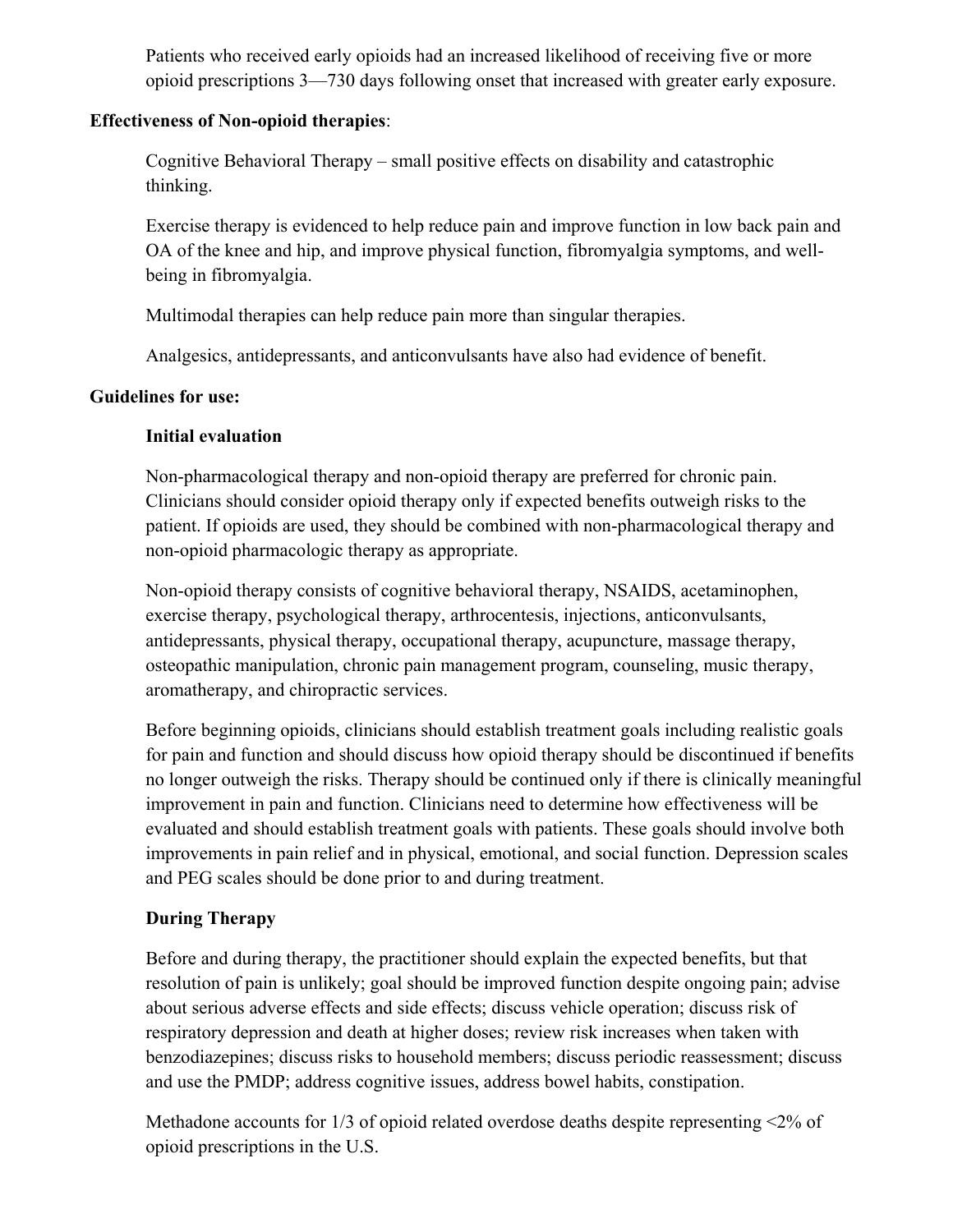Patients who received early opioids had an increased likelihood of receiving five or more opioid prescriptions 3—730 days following onset that increased with greater early exposure.

**Effectiveness of Non-opioid therapies**:

Cognitive Behavioral Therapy – small positive effects on disability and catastrophic thinking.

Exercise therapy is evidenced to help reduce pain and improve function in low back pain and OA of the knee and hip, and improve physical function, fibromyalgia symptoms, and well-being in fibromyalgia.

Multimodal therapies can help reduce pain more than singular therapies.

Analgesics, antidepressants, and anticonvulsants have also had evidence of benefit.

**Guidelines for use:**

**Initial evaluation**

Non-pharmacological therapy and non-opioid therapy are preferred for chronic pain. Clinicians should consider opioid therapy only if expected benefits outweigh risks to the patient. If opioids are used, they should be combined with non-pharmacological therapy and non-opioid pharmacologic therapy as appropriate.

Non-opioid therapy consists of cognitive behavioral therapy, NSAIDS, acetaminophen, exercise therapy, psychological therapy, arthrocentesis, injections, anticonvulsants, antidepressants, physical therapy, occupational therapy, acupuncture, massage therapy, osteopathic manipulation, chronic pain management program, counseling, music therapy, aromatherapy, and chiropractic services.

Before beginning opioids, clinicians should establish treatment goals including realistic goals for pain and function and should discuss how opioid therapy should be discontinued if benefits no longer outweigh the risks. Therapy should be continued only if there is clinically meaningful improvement in pain and function. Clinicians need to determine how effectiveness will be evaluated and should establish treatment goals with patients. These goals should involve both improvements in pain relief and in physical, emotional, and social function. Depression scales and PEG scales should be done prior to and during treatment.

**During Therapy**

Before and during therapy, the practitioner should explain the expected benefits, but that resolution of pain is unlikely; goal should be improved function despite ongoing pain; advise about serious adverse effects and side effects; discuss vehicle operation; discuss risk of respiratory depression and death at higher doses; review risk increases when taken with benzodiazepines; discuss risks to household members; discuss periodic reassessment; discuss and use the PMDP; address cognitive issues, address bowel habits, constipation.

Methadone accounts for 1/3 of opioid related overdose deaths despite representing <2% of opioid prescriptions in the U.S.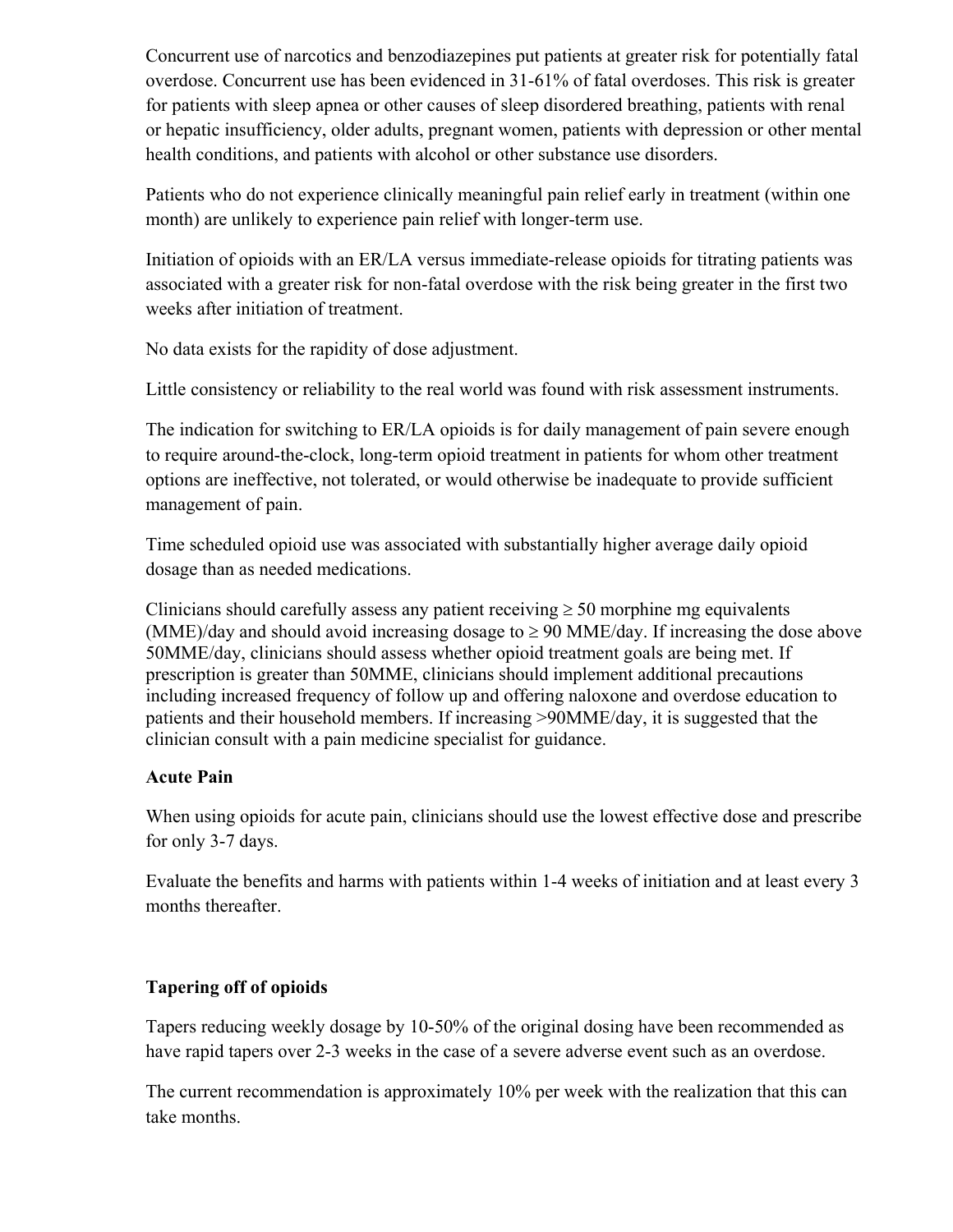Concurrent use of narcotics and benzodiazepines put patients at greater risk for potentially fatal overdose. Concurrent use has been evidenced in 31-61% of fatal overdoses. This risk is greater for patients with sleep apnea or other causes of sleep disordered breathing, patients with renal or hepatic insufficiency, older adults, pregnant women, patients with depression or other mental health conditions, and patients with alcohol or other substance use disorders.

Patients who do not experience clinically meaningful pain relief early in treatment (within one month) are unlikely to experience pain relief with longer-term use.

Initiation of opioids with an ER/LA versus immediate-release opioids for titrating patients was associated with a greater risk for non-fatal overdose with the risk being greater in the first two weeks after initiation of treatment.

No data exists for the rapidity of dose adjustment.

Little consistency or reliability to the real world was found with risk assessment instruments.

The indication for switching to ER/LA opioids is for daily management of pain severe enough to require around-the-clock, long-term opioid treatment in patients for whom other treatment options are ineffective, not tolerated, or would otherwise be inadequate to provide sufficient management of pain.

Time scheduled opioid use was associated with substantially higher average daily opioid dosage than as needed medications.

Clinicians should carefully assess any patient receiving ≥ 50 morphine mg equivalents (MME)/day and should avoid increasing dosage to ≥ 90 MME/day. If increasing the dose above 50MME/day, clinicians should assess whether opioid treatment goals are being met. If prescription is greater than 50MME, clinicians should implement additional precautions including increased frequency of follow up and offering naloxone and overdose education to patients and their household members. If increasing >90MME/day, it is suggested that the clinician consult with a pain medicine specialist for guidance.

**Acute Pain**

When using opioids for acute pain, clinicians should use the lowest effective dose and prescribe for only 3-7 days.

Evaluate the benefits and harms with patients within 1-4 weeks of initiation and at least every 3 months thereafter.

**Tapering off of opioids**

Tapers reducing weekly dosage by 10-50% of the original dosing have been recommended as have rapid tapers over 2-3 weeks in the case of a severe adverse event such as an overdose.

The current recommendation is approximately 10% per week with the realization that this can take months.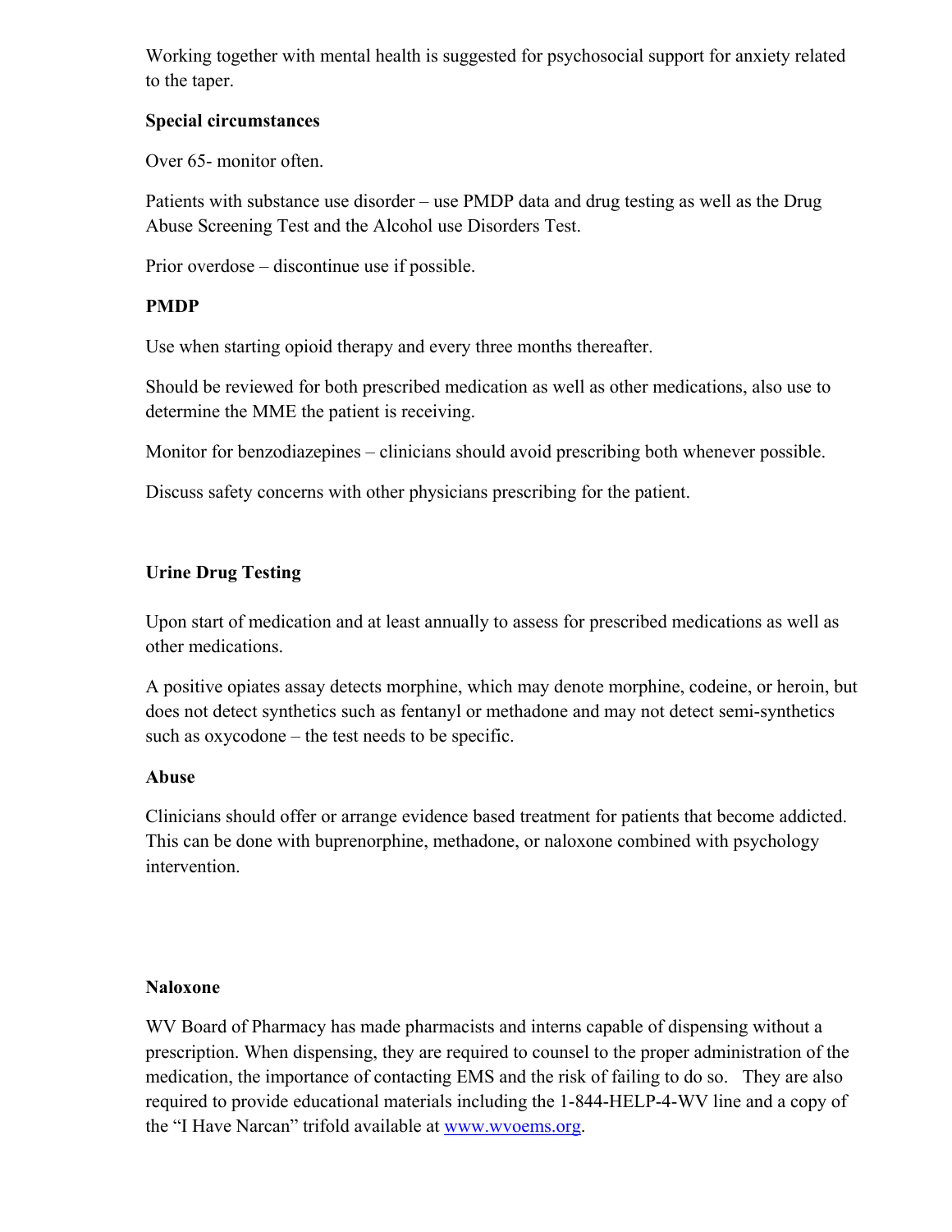Working together with mental health is suggested for psychosocial support for anxiety related to the taper.

**Special circumstances**

Over 65- monitor often.

Patients with substance use disorder – use PMDP data and drug testing as well as the Drug Abuse Screening Test and the Alcohol use Disorders Test.

Prior overdose – discontinue use if possible.

**PMDP**

Use when starting opioid therapy and every three months thereafter.

Should be reviewed for both prescribed medication as well as other medications, also use to determine the MME the patient is receiving.

Monitor for benzodiazepines – clinicians should avoid prescribing both whenever possible.

Discuss safety concerns with other physicians prescribing for the patient.

**Urine Drug Testing**

Upon start of medication and at least annually to assess for prescribed medications as well as other medications.

A positive opiates assay detects morphine, which may denote morphine, codeine, or heroin, but does not detect synthetics such as fentanyl or methadone and may not detect semi-synthetics such as oxycodone – the test needs to be specific.

**Abuse**

Clinicians should offer or arrange evidence based treatment for patients that become addicted. This can be done with buprenorphine, methadone, or naloxone combined with psychology intervention.

**Naloxone**

WV Board of Pharmacy has made pharmacists and interns capable of dispensing without a prescription. When dispensing, they are required to counsel to the proper administration of the medication, the importance of contacting EMS and the risk of failing to do so. They are also required to provide educational materials including the 1-844-HELP-4-WV line and a copy of the "I Have Narcan" trifold available at [www.wvoems.org](http://www.wvoems.org).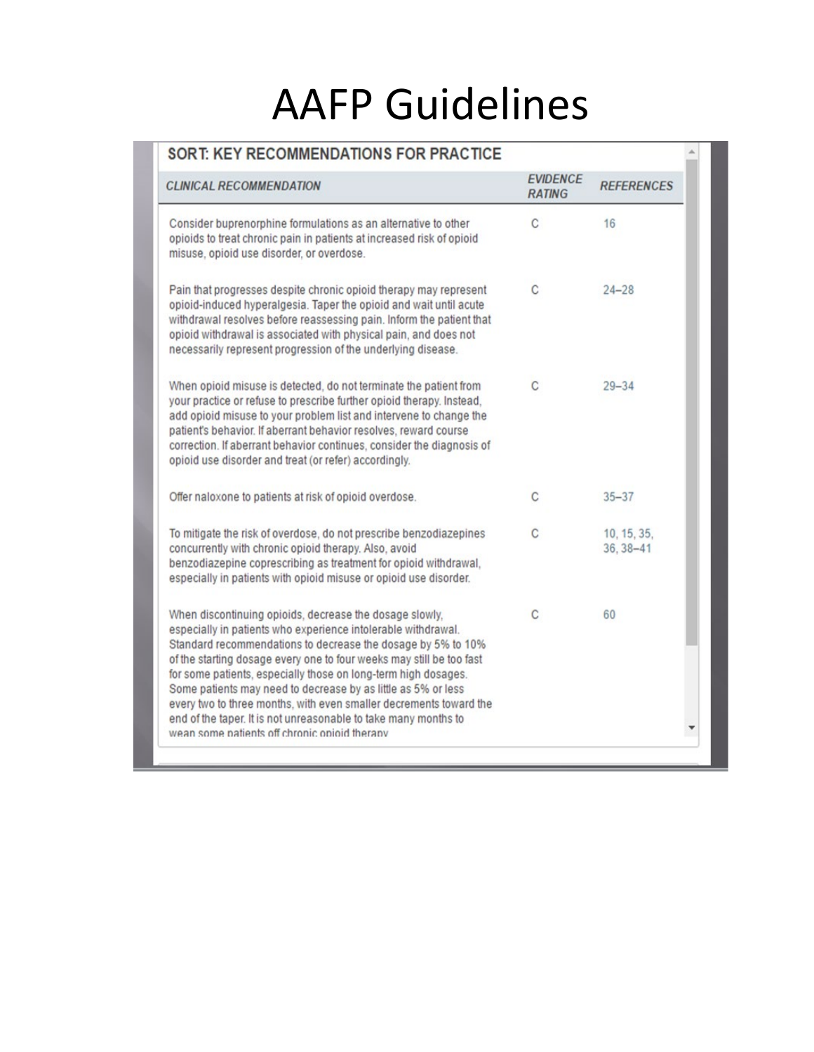# AAFP Guidelines

## SORT: KEY RECOMMENDATIONS FOR PRACTICE

| CLINICAL RECOMMENDATION | EVIDENCE RATING | REFERENCES |
|---|---|---|
| Consider buprenorphine formulations as an alternative to other opioids to treat chronic pain in patients at increased risk of opioid misuse, opioid use disorder, or overdose. | C | 16 |
| Pain that progresses despite chronic opioid therapy may represent opioid-induced hyperalgesia. Taper the opioid and wait until acute withdrawal resolves before reassessing pain. Inform the patient that opioid withdrawal is associated with physical pain, and does not necessarily represent progression of the underlying disease. | C | 24–28 |
| When opioid misuse is detected, do not terminate the patient from your practice or refuse to prescribe further opioid therapy. Instead, add opioid misuse to your problem list and intervene to change the patient's behavior. If aberrant behavior resolves, reward course correction. If aberrant behavior continues, consider the diagnosis of opioid use disorder and treat (or refer) accordingly. | C | 29–34 |
| Offer naloxone to patients at risk of opioid overdose. | C | 35–37 |
| To mitigate the risk of overdose, do not prescribe benzodiazepines concurrently with chronic opioid therapy. Also, avoid benzodiazepine coprescribing as treatment for opioid withdrawal, especially in patients with opioid misuse or opioid use disorder. | C | 10, 15, 35, 36, 38–41 |
| When discontinuing opioids, decrease the dosage slowly, especially in patients who experience intolerable withdrawal. Standard recommendations to decrease the dosage by 5% to 10% of the starting dosage every one to four weeks may still be too fast for some patients, especially those on long-term high dosages. Some patients may need to decrease by as little as 5% or less every two to three months, with even smaller decrements toward the end of the taper. It is not unreasonable to take many months to wean some patients off chronic opioid therapy | C | 60 |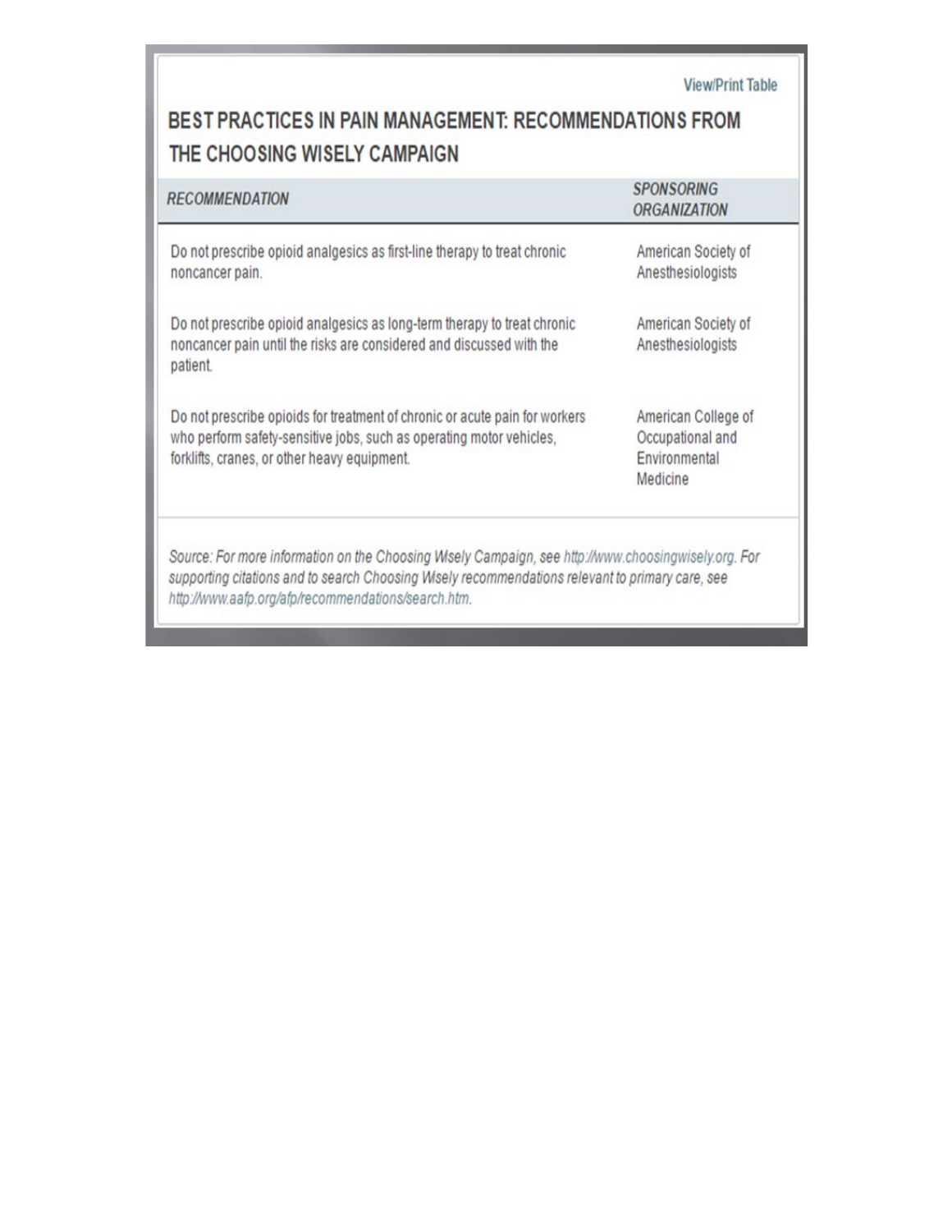View/Print Table

## BEST PRACTICES IN PAIN MANAGEMENT: RECOMMENDATIONS FROM THE CHOOSING WISELY CAMPAIGN

| *RECOMMENDATION* | *SPONSORING ORGANIZATION* |
|---|---|
| Do not prescribe opioid analgesics as first-line therapy to treat chronic noncancer pain. | American Society of Anesthesiologists |
| Do not prescribe opioid analgesics as long-term therapy to treat chronic noncancer pain until the risks are considered and discussed with the patient. | American Society of Anesthesiologists |
| Do not prescribe opioids for treatment of chronic or acute pain for workers who perform safety-sensitive jobs, such as operating motor vehicles, forklifts, cranes, or other heavy equipment. | American College of Occupational and Environmental Medicine |

*Source: For more information on the Choosing Wisely Campaign, see http://www.choosingwisely.org. For supporting citations and to search Choosing Wisely recommendations relevant to primary care, see http://www.aafp.org/afp/recommendations/search.htm.*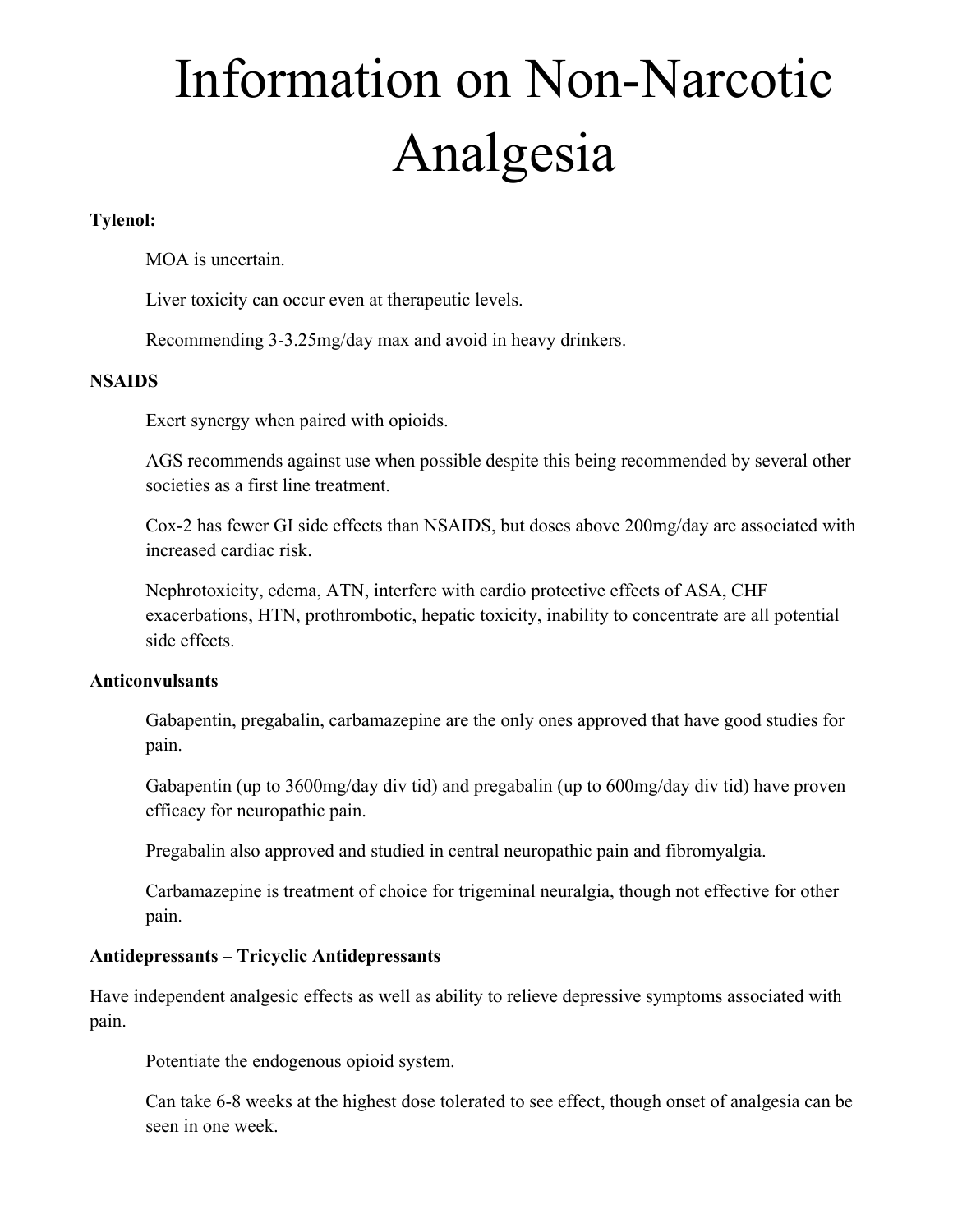# Information on Non-Narcotic Analgesia

**Tylenol:**

MOA is uncertain.

Liver toxicity can occur even at therapeutic levels.

Recommending 3-3.25mg/day max and avoid in heavy drinkers.

**NSAIDS**

Exert synergy when paired with opioids.

AGS recommends against use when possible despite this being recommended by several other societies as a first line treatment.

Cox-2 has fewer GI side effects than NSAIDS, but doses above 200mg/day are associated with increased cardiac risk.

Nephrotoxicity, edema, ATN, interfere with cardio protective effects of ASA, CHF exacerbations, HTN, prothrombotic, hepatic toxicity, inability to concentrate are all potential side effects.

**Anticonvulsants**

Gabapentin, pregabalin, carbamazepine are the only ones approved that have good studies for pain.

Gabapentin (up to 3600mg/day div tid) and pregabalin (up to 600mg/day div tid) have proven efficacy for neuropathic pain.

Pregabalin also approved and studied in central neuropathic pain and fibromyalgia.

Carbamazepine is treatment of choice for trigeminal neuralgia, though not effective for other pain.

**Antidepressants – Tricyclic Antidepressants**

Have independent analgesic effects as well as ability to relieve depressive symptoms associated with pain.

Potentiate the endogenous opioid system.

Can take 6-8 weeks at the highest dose tolerated to see effect, though onset of analgesia can be seen in one week.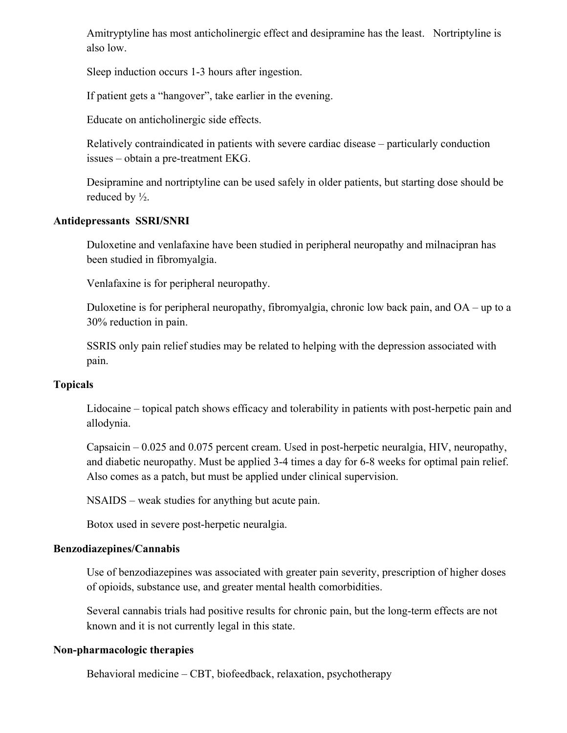Amitryptyline has most anticholinergic effect and desipramine has the least. Nortriptyline is also low.

Sleep induction occurs 1-3 hours after ingestion.

If patient gets a "hangover", take earlier in the evening.

Educate on anticholinergic side effects.

Relatively contraindicated in patients with severe cardiac disease – particularly conduction issues – obtain a pre-treatment EKG.

Desipramine and nortriptyline can be used safely in older patients, but starting dose should be reduced by ½.

**Antidepressants SSRI/SNRI**

Duloxetine and venlafaxine have been studied in peripheral neuropathy and milnacipran has been studied in fibromyalgia.

Venlafaxine is for peripheral neuropathy.

Duloxetine is for peripheral neuropathy, fibromyalgia, chronic low back pain, and OA – up to a 30% reduction in pain.

SSRIS only pain relief studies may be related to helping with the depression associated with pain.

**Topicals**

Lidocaine – topical patch shows efficacy and tolerability in patients with post-herpetic pain and allodynia.

Capsaicin – 0.025 and 0.075 percent cream. Used in post-herpetic neuralgia, HIV, neuropathy, and diabetic neuropathy. Must be applied 3-4 times a day for 6-8 weeks for optimal pain relief. Also comes as a patch, but must be applied under clinical supervision.

NSAIDS – weak studies for anything but acute pain.

Botox used in severe post-herpetic neuralgia.

**Benzodiazepines/Cannabis**

Use of benzodiazepines was associated with greater pain severity, prescription of higher doses of opioids, substance use, and greater mental health comorbidities.

Several cannabis trials had positive results for chronic pain, but the long-term effects are not known and it is not currently legal in this state.

**Non-pharmacologic therapies**

Behavioral medicine – CBT, biofeedback, relaxation, psychotherapy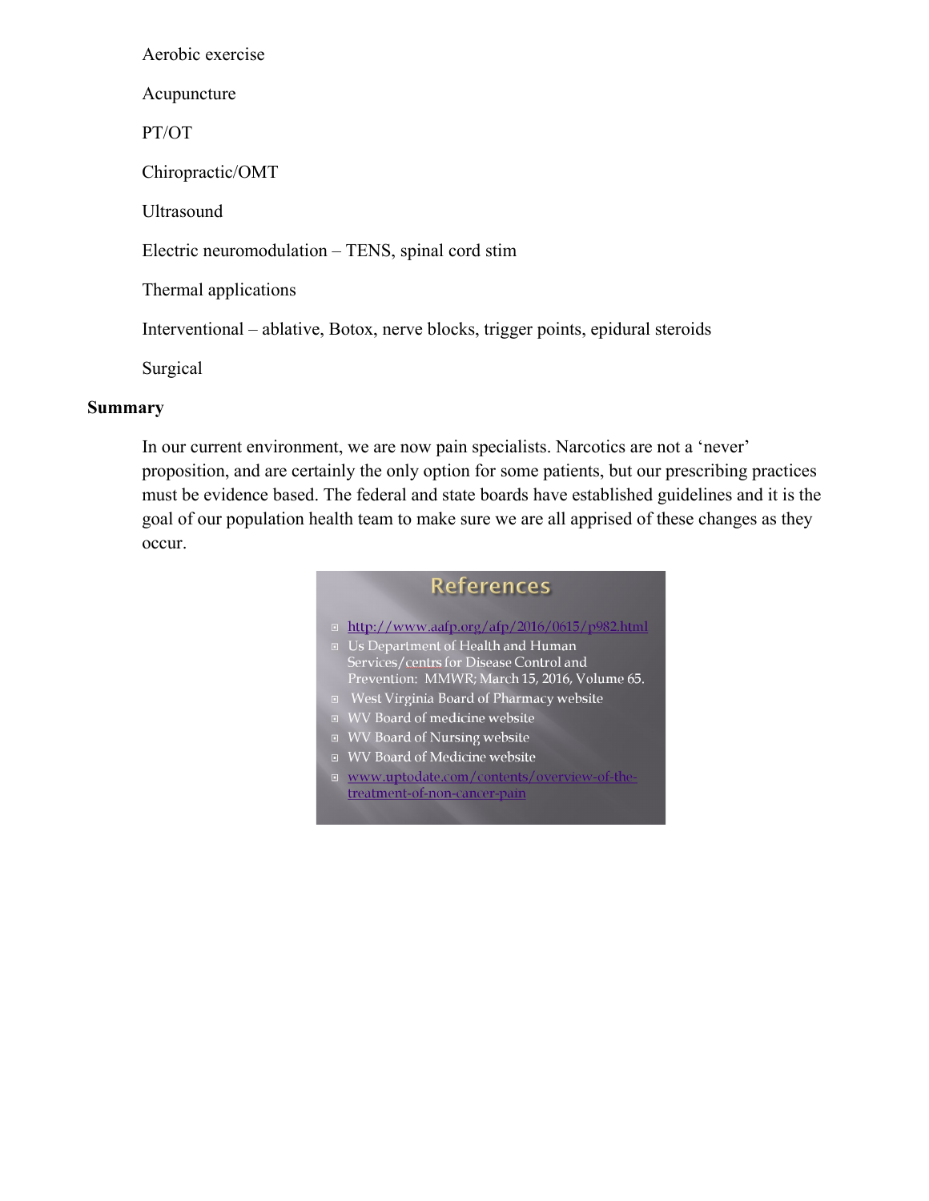Aerobic exercise

Acupuncture

PT/OT

Chiropractic/OMT

Ultrasound

Electric neuromodulation – TENS, spinal cord stim

Thermal applications

Interventional – ablative, Botox, nerve blocks, trigger points, epidural steroids

Surgical

**Summary**

In our current environment, we are now pain specialists. Narcotics are not a 'never' proposition, and are certainly the only option for some patients, but our prescribing practices must be evidence based. The federal and state boards have established guidelines and it is the goal of our population health team to make sure we are all apprised of these changes as they occur.

## References

- http://www.aafp.org/afp/2016/0615/p982.html
- Us Department of Health and Human Services/centrs for Disease Control and Prevention: MMWR; March 15, 2016, Volume 65.
- West Virginia Board of Pharmacy website
- WV Board of medicine website
- WV Board of Nursing website
- WV Board of Medicine website
- www.uptodate.com/contents/overview-of-the-treatment-of-non-cancer-pain